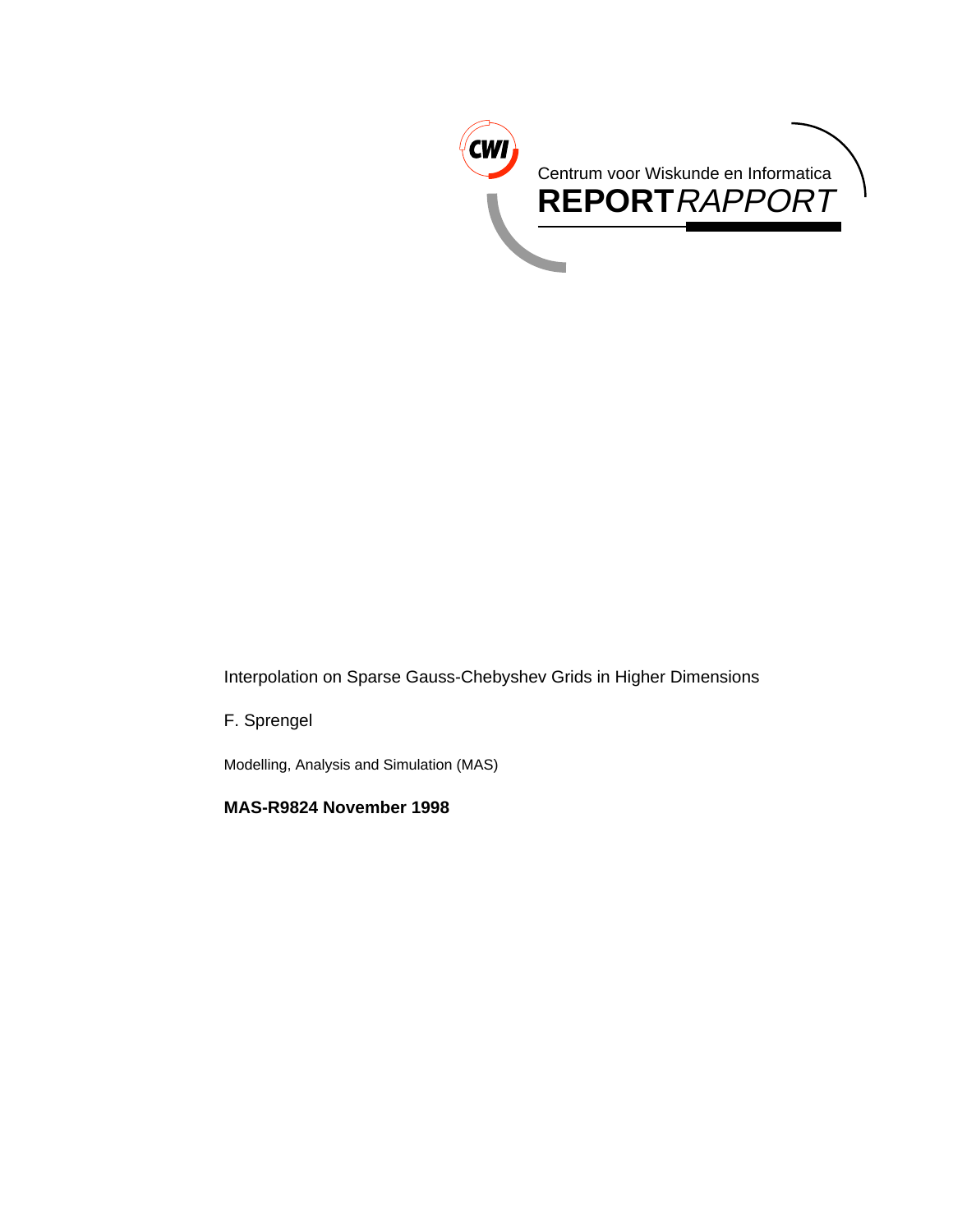Centrum voor Wiskunde en Informatica

**REPORT** *RAPPORT*

Interpolation on Sparse Gauss-Chebyshev Grids in Higher Dimensions

F. Sprengel

Modelling, Analysis and Simulation (MAS)

**MAS-R9824 November 1998**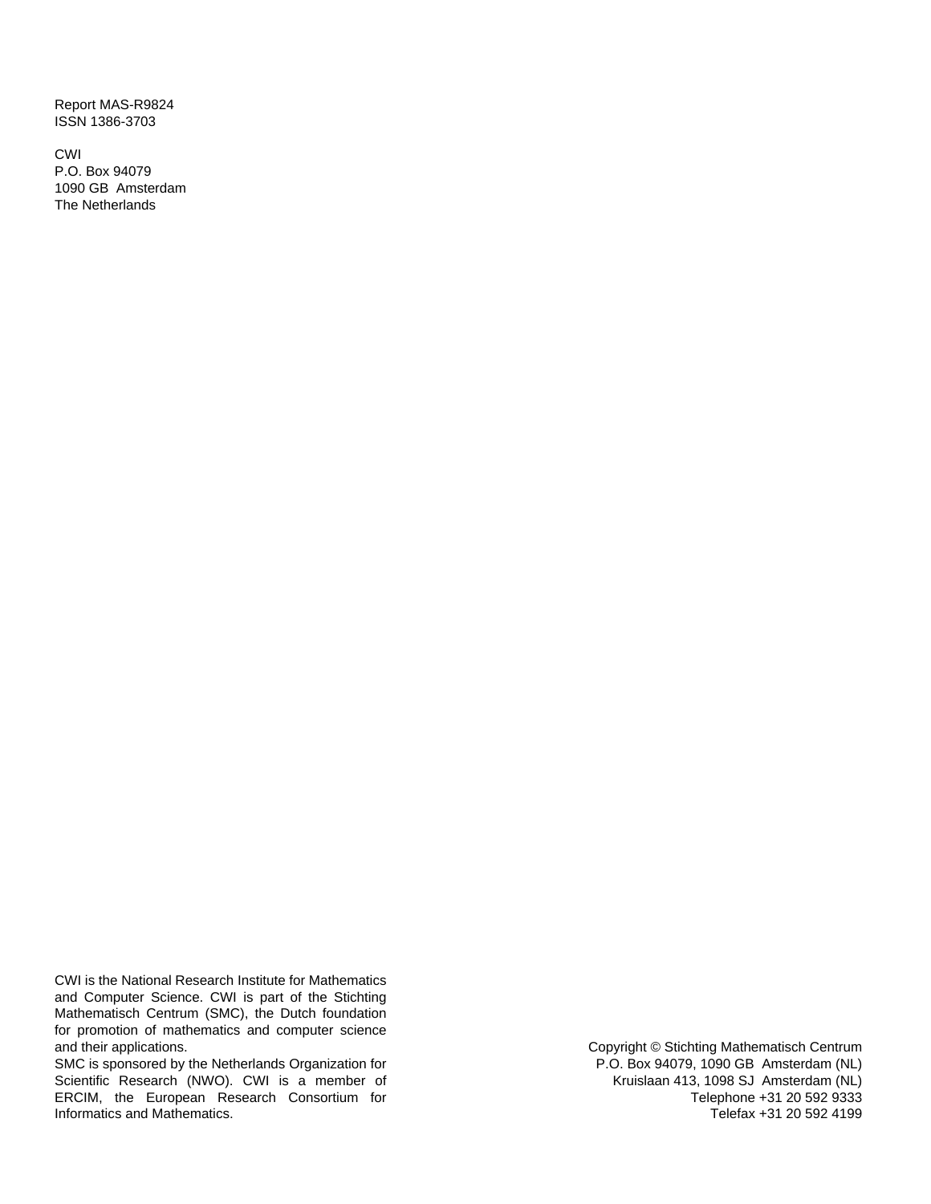Report MAS-R9824
ISSN 1386-3703

CWI
P.O. Box 94079
1090 GB Amsterdam
The Netherlands

CWI is the National Research Institute for Mathematics and Computer Science. CWI is part of the Stichting Mathematisch Centrum (SMC), the Dutch foundation for promotion of mathematics and computer science and their applications.
SMC is sponsored by the Netherlands Organization for Scientific Research (NWO). CWI is a member of ERCIM, the European Research Consortium for Informatics and Mathematics.

Copyright © Stichting Mathematisch Centrum
P.O. Box 94079, 1090 GB Amsterdam (NL)
Kruislaan 413, 1098 SJ Amsterdam (NL)
Telephone +31 20 592 9333
Telefax +31 20 592 4199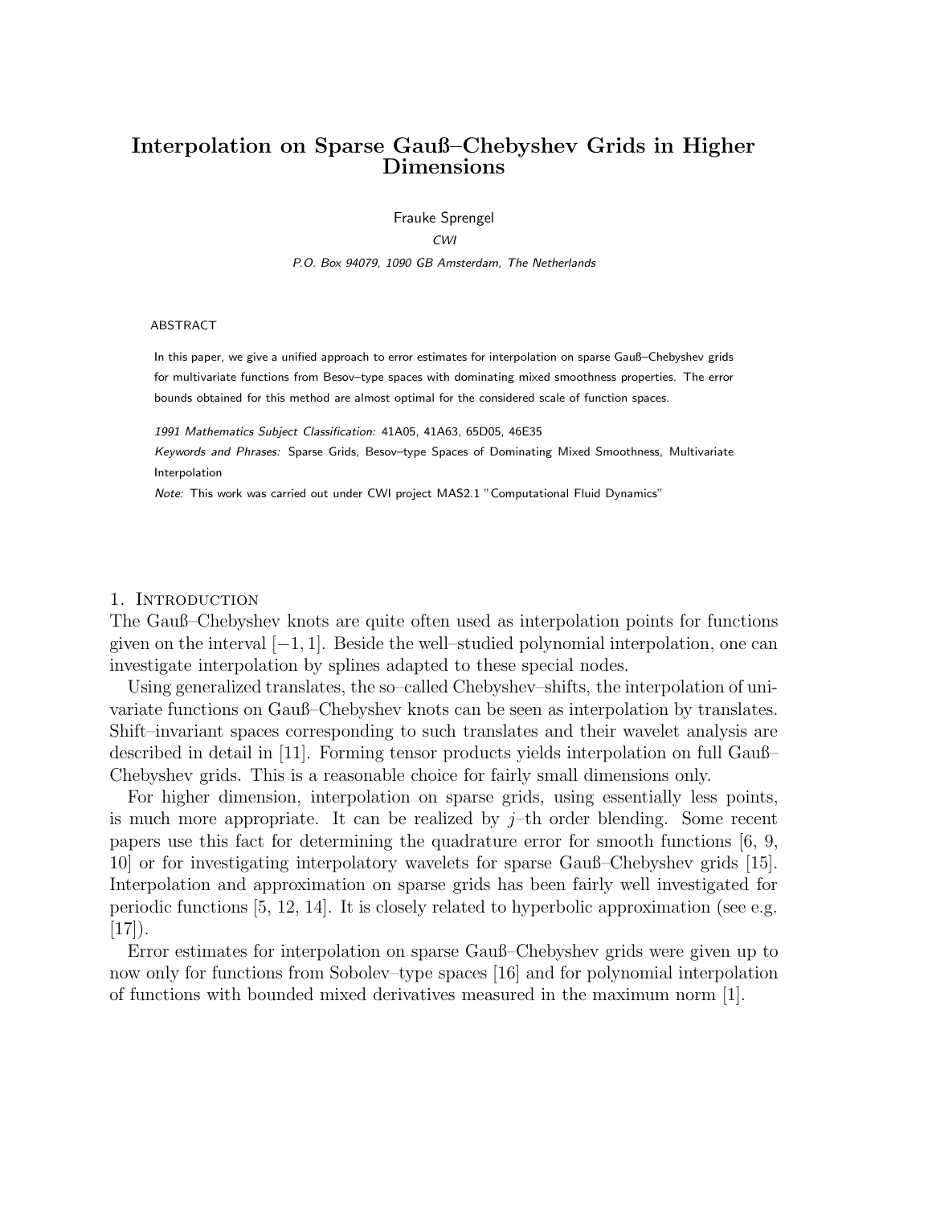# Interpolation on Sparse Gauß–Chebyshev Grids in Higher Dimensions

Frauke Sprengel

*CWI*

*P.O. Box 94079, 1090 GB Amsterdam, The Netherlands*

ABSTRACT

In this paper, we give a unified approach to error estimates for interpolation on sparse Gauß–Chebyshev grids for multivariate functions from Besov–type spaces with dominating mixed smoothness properties. The error bounds obtained for this method are almost optimal for the considered scale of function spaces.

*1991 Mathematics Subject Classification:* 41A05, 41A63, 65D05, 46E35

*Keywords and Phrases:* Sparse Grids, Besov–type Spaces of Dominating Mixed Smoothness, Multivariate Interpolation

*Note:* This work was carried out under CWI project MAS2.1 "Computational Fluid Dynamics"

## 1. Introduction

The Gauß–Chebyshev knots are quite often used as interpolation points for functions given on the interval $[-1, 1]$. Beside the well–studied polynomial interpolation, one can investigate interpolation by splines adapted to these special nodes.

Using generalized translates, the so–called Chebyshev–shifts, the interpolation of univariate functions on Gauß–Chebyshev knots can be seen as interpolation by translates. Shift–invariant spaces corresponding to such translates and their wavelet analysis are described in detail in [11]. Forming tensor products yields interpolation on full Gauß–Chebyshev grids. This is a reasonable choice for fairly small dimensions only.

For higher dimension, interpolation on sparse grids, using essentially less points, is much more appropriate. It can be realized by $j$–th order blending. Some recent papers use this fact for determining the quadrature error for smooth functions [6, 9, 10] or for investigating interpolatory wavelets for sparse Gauß–Chebyshev grids [15]. Interpolation and approximation on sparse grids has been fairly well investigated for periodic functions [5, 12, 14]. It is closely related to hyperbolic approximation (see e.g. [17]).

Error estimates for interpolation on sparse Gauß–Chebyshev grids were given up to now only for functions from Sobolev–type spaces [16] and for polynomial interpolation of functions with bounded mixed derivatives measured in the maximum norm [1].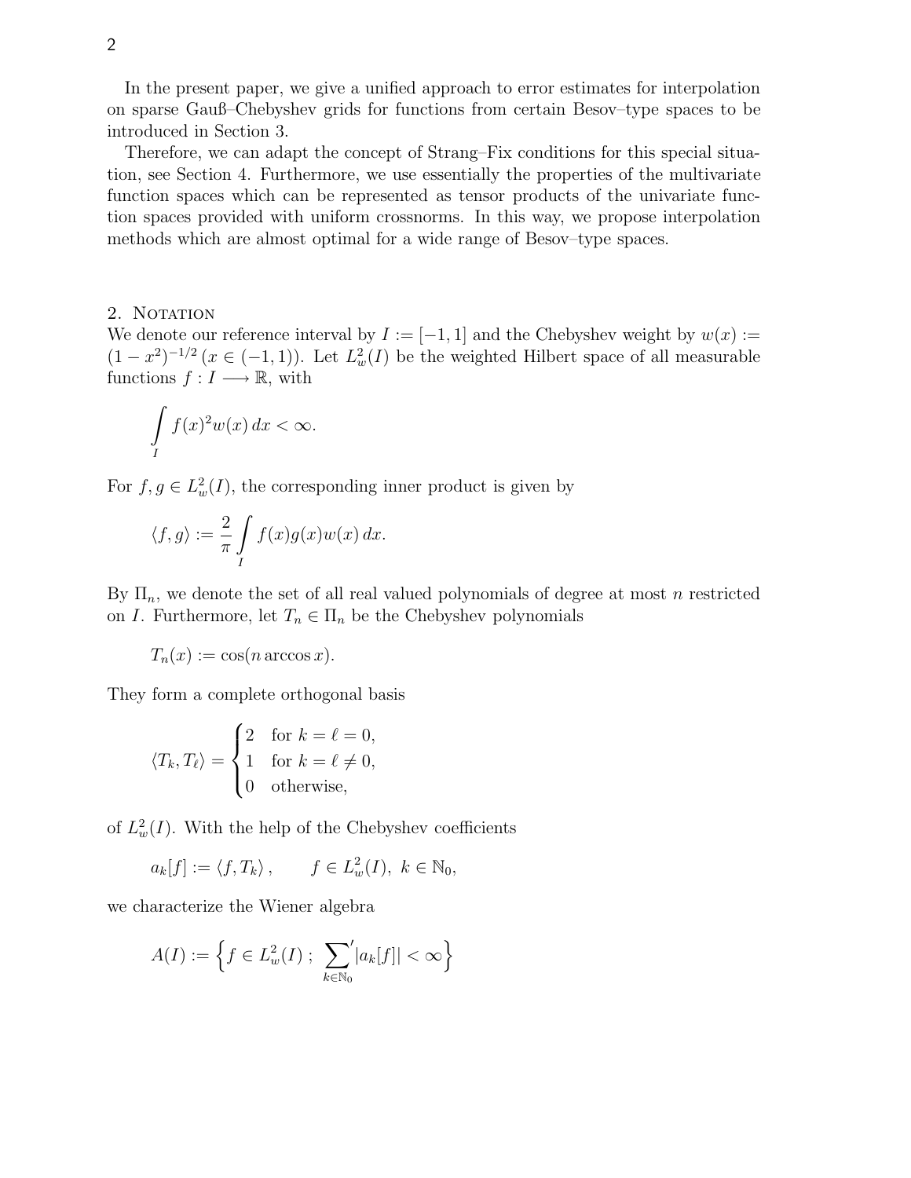In the present paper, we give a unified approach to error estimates for interpolation on sparse Gauß–Chebyshev grids for functions from certain Besov–type spaces to be introduced in Section 3.

Therefore, we can adapt the concept of Strang–Fix conditions for this special situation, see Section 4. Furthermore, we use essentially the properties of the multivariate function spaces which can be represented as tensor products of the univariate function spaces provided with uniform crossnorms. In this way, we propose interpolation methods which are almost optimal for a wide range of Besov–type spaces.

## 2. Notation

We denote our reference interval by $I := [-1,1]$ and the Chebyshev weight by $w(x) := (1-x^2)^{-1/2}$ $(x \in (-1,1))$. Let $L^2_w(I)$ be the weighted Hilbert space of all measurable functions $f : I \longrightarrow \mathbb{R}$, with

$$\int_I f(x)^2 w(x)\, dx < \infty.$$

For $f, g \in L^2_w(I)$, the corresponding inner product is given by

$$\langle f, g\rangle := \frac{2}{\pi} \int_I f(x) g(x) w(x)\, dx.$$

By $\Pi_n$, we denote the set of all real valued polynomials of degree at most $n$ restricted on $I$. Furthermore, let $T_n \in \Pi_n$ be the Chebyshev polynomials

$$T_n(x) := \cos(n \arccos x).$$

They form a complete orthogonal basis

$$\langle T_k, T_\ell\rangle = \begin{cases} 2 & \text{for } k = \ell = 0, \\ 1 & \text{for } k = \ell \neq 0, \\ 0 & \text{otherwise,} \end{cases}$$

of $L^2_w(I)$. With the help of the Chebyshev coefficients

$$a_k[f] := \langle f, T_k\rangle, \qquad f \in L^2_w(I),\ k \in \mathbb{N}_0,$$

we characterize the Wiener algebra

$$A(I) := \Big\{ f \in L^2_w(I)\ ;\ {\sum_{k \in \mathbb{N}_0}}' |a_k[f]| < \infty \Big\}$$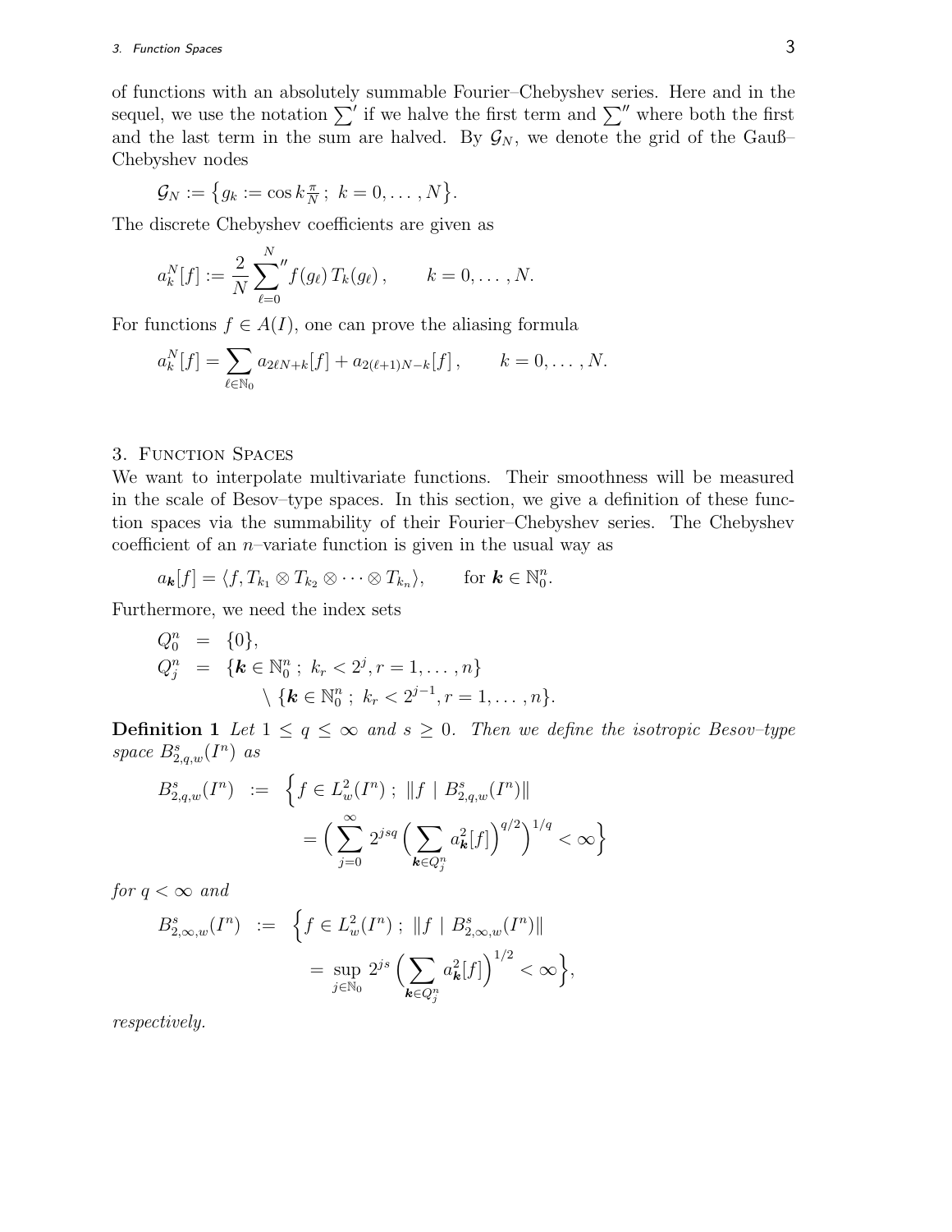of functions with an absolutely summable Fourier–Chebyshev series. Here and in the sequel, we use the notation $\sum'$ if we halve the first term and $\sum''$ where both the first and the last term in the sum are halved. By $\mathcal{G}_N$, we denote the grid of the Gauß–Chebyshev nodes

$$\mathcal{G}_N := \left\{ g_k := \cos k\tfrac{\pi}{N}\, ;\ k = 0, \ldots, N \right\}.$$

The discrete Chebyshev coefficients are given as

$$a_k^N[f] := \frac{2}{N} {\sum_{\ell=0}^{N}}'' f(g_\ell)\, T_k(g_\ell)\,, \qquad k = 0, \ldots, N.$$

For functions $f \in A(I)$, one can prove the aliasing formula

$$a_k^N[f] = \sum_{\ell \in \mathbb{N}_0} a_{2\ell N + k}[f] + a_{2(\ell+1)N-k}[f]\,, \qquad k = 0, \ldots, N.$$

## 3. Function Spaces

We want to interpolate multivariate functions. Their smoothness will be measured in the scale of Besov–type spaces. In this section, we give a definition of these function spaces via the summability of their Fourier–Chebyshev series. The Chebyshev coefficient of an $n$–variate function is given in the usual way as

$$a_{\boldsymbol{k}}[f] = \langle f, T_{k_1} \otimes T_{k_2} \otimes \cdots \otimes T_{k_n} \rangle, \qquad \text{for } \boldsymbol{k} \in \mathbb{N}_0^n.$$

Furthermore, we need the index sets

$$\begin{aligned} Q_0^n &= \{0\}, \\ Q_j^n &= \{\boldsymbol{k} \in \mathbb{N}_0^n\, ;\ k_r < 2^j, r = 1, \ldots, n\} \\ &\qquad \setminus \{\boldsymbol{k} \in \mathbb{N}_0^n\, ;\ k_r < 2^{j-1}, r = 1, \ldots, n\}. \end{aligned}$$

**Definition 1** *Let $1 \le q \le \infty$ and $s \ge 0$. Then we define the isotropic Besov–type space $B_{2,q,w}^s(I^n)$ as*

$$\begin{aligned} B_{2,q,w}^s(I^n) \ := \ & \Big\{ f \in L_w^2(I^n)\, ;\ \| f \mid B_{2,q,w}^s(I^n) \| \\ & = \Big( \sum_{j=0}^{\infty} 2^{jsq} \Big( \sum_{\boldsymbol{k} \in Q_j^n} a_{\boldsymbol{k}}^2[f] \Big)^{q/2} \Big)^{1/q} < \infty \Big\} \end{aligned}$$

*for $q < \infty$ and*

$$\begin{aligned} B_{2,\infty,w}^s(I^n) \ := \ & \Big\{ f \in L_w^2(I^n)\, ;\ \| f \mid B_{2,\infty,w}^s(I^n) \| \\ & = \sup_{j \in \mathbb{N}_0} 2^{js} \Big( \sum_{\boldsymbol{k} \in Q_j^n} a_{\boldsymbol{k}}^2[f] \Big)^{1/2} < \infty \Big\}, \end{aligned}$$

*respectively.*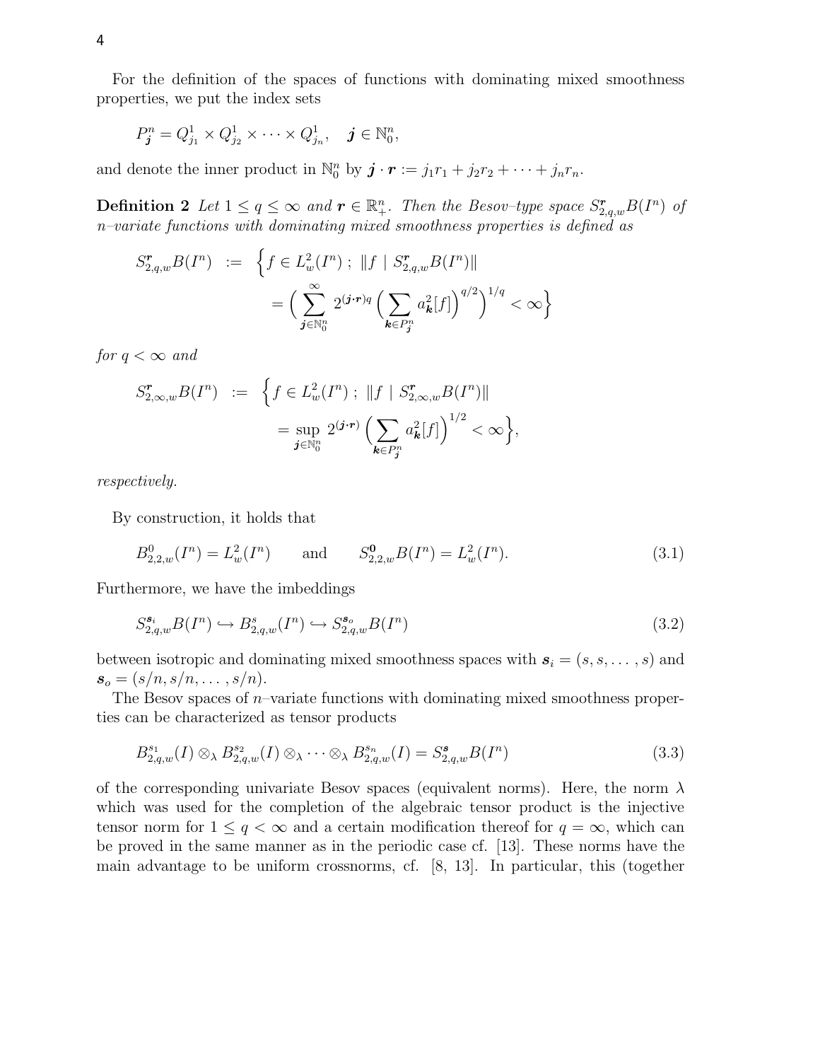For the definition of the spaces of functions with dominating mixed smoothness properties, we put the index sets

$$P^n_{\boldsymbol{j}} = Q^1_{j_1} \times Q^1_{j_2} \times \cdots \times Q^1_{j_n}, \quad \boldsymbol{j} \in \mathbb{N}^n_0,$$

and denote the inner product in $\mathbb{N}^n_0$ by $\boldsymbol{j} \cdot \boldsymbol{r} := j_1 r_1 + j_2 r_2 + \cdots + j_n r_n$.

**Definition 2** *Let $1 \le q \le \infty$ and $\boldsymbol{r} \in \mathbb{R}^n_+$. Then the Besov–type space $S^{\boldsymbol{r}}_{2,q,w}B(I^n)$ of $n$–variate functions with dominating mixed smoothness properties is defined as*

$$\begin{aligned} S^{\boldsymbol{r}}_{2,q,w}B(I^n) \;&:=\; \Big\{ f \in L^2_w(I^n) \;;\; \| f \mid S^{\boldsymbol{r}}_{2,q,w}B(I^n) \| \\ &\qquad = \Big( \sum_{\boldsymbol{j} \in \mathbb{N}^n_0}^{\infty} 2^{(\boldsymbol{j}\cdot\boldsymbol{r})q} \Big( \sum_{\boldsymbol{k} \in P^n_{\boldsymbol{j}}} a^2_{\boldsymbol{k}}[f] \Big)^{q/2} \Big)^{1/q} < \infty \Big\} \end{aligned}$$

*for $q < \infty$ and*

$$\begin{aligned} S^{\boldsymbol{r}}_{2,\infty,w}B(I^n) \;&:=\; \Big\{ f \in L^2_w(I^n) \;;\; \| f \mid S^{\boldsymbol{r}}_{2,\infty,w}B(I^n) \| \\ &\qquad = \sup_{\boldsymbol{j} \in \mathbb{N}^n_0} 2^{(\boldsymbol{j}\cdot\boldsymbol{r})} \Big( \sum_{\boldsymbol{k} \in P^n_{\boldsymbol{j}}} a^2_{\boldsymbol{k}}[f] \Big)^{1/2} < \infty \Big\}, \end{aligned}$$

*respectively.*

By construction, it holds that

$$B^0_{2,2,w}(I^n) = L^2_w(I^n) \qquad \text{and} \qquad S^{\boldsymbol{0}}_{2,2,w}B(I^n) = L^2_w(I^n). \tag{3.1}$$

Furthermore, we have the imbeddings

$$S^{\boldsymbol{s}_i}_{2,q,w}B(I^n) \hookrightarrow B^s_{2,q,w}(I^n) \hookrightarrow S^{\boldsymbol{s}_o}_{2,q,w}B(I^n) \tag{3.2}$$

between isotropic and dominating mixed smoothness spaces with $\boldsymbol{s}_i = (s, s, \ldots, s)$ and $\boldsymbol{s}_o = (s/n, s/n, \ldots, s/n)$.

The Besov spaces of $n$–variate functions with dominating mixed smoothness properties can be characterized as tensor products

$$B^{s_1}_{2,q,w}(I) \otimes_\lambda B^{s_2}_{2,q,w}(I) \otimes_\lambda \cdots \otimes_\lambda B^{s_n}_{2,q,w}(I) = S^{\boldsymbol{s}}_{2,q,w}B(I^n) \tag{3.3}$$

of the corresponding univariate Besov spaces (equivalent norms). Here, the norm $\lambda$ which was used for the completion of the algebraic tensor product is the injective tensor norm for $1 \le q < \infty$ and a certain modification thereof for $q = \infty$, which can be proved in the same manner as in the periodic case cf. [13]. These norms have the main advantage to be uniform crossnorms, cf. [8, 13]. In particular, this (together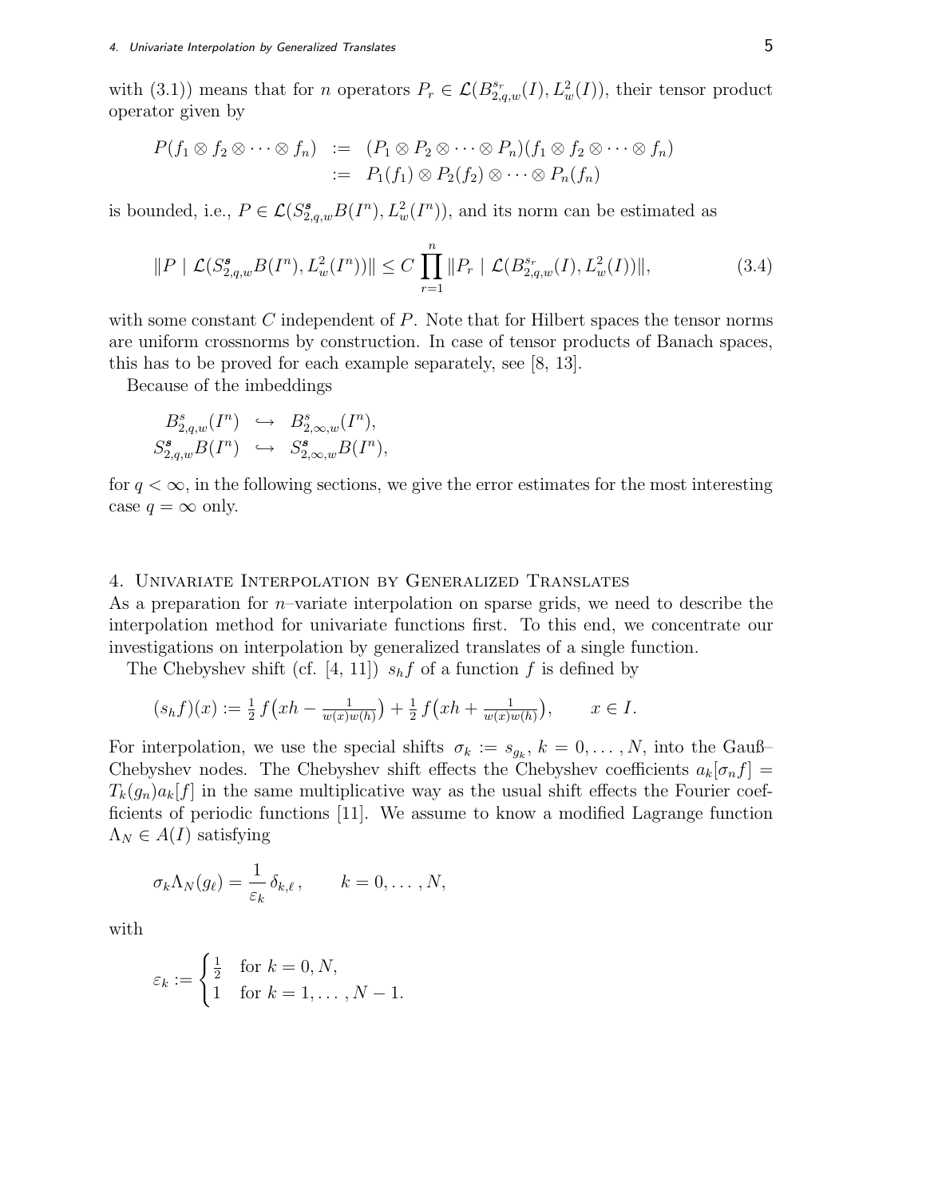with (3.1)) means that for $n$ operators $P_r \in \mathcal{L}(B^{s_r}_{2,q,w}(I), L^2_w(I))$, their tensor product operator given by

$$
\begin{aligned}
P(f_1 \otimes f_2 \otimes \cdots \otimes f_n) &:= (P_1 \otimes P_2 \otimes \cdots \otimes P_n)(f_1 \otimes f_2 \otimes \cdots \otimes f_n) \\
&:= P_1(f_1) \otimes P_2(f_2) \otimes \cdots \otimes P_n(f_n)
\end{aligned}
$$

is bounded, i.e., $P \in \mathcal{L}(S^{\boldsymbol{s}}_{2,q,w}B(I^n), L^2_w(I^n))$, and its norm can be estimated as

$$
\|P \mid \mathcal{L}(S^{\boldsymbol{s}}_{2,q,w}B(I^n), L^2_w(I^n))\| \leq C \prod_{r=1}^{n} \|P_r \mid \mathcal{L}(B^{s_r}_{2,q,w}(I), L^2_w(I))\|, \tag{3.4}
$$

with some constant $C$ independent of $P$. Note that for Hilbert spaces the tensor norms are uniform crossnorms by construction. In case of tensor products of Banach spaces, this has to be proved for each example separately, see [8, 13].

Because of the imbeddings

$$
\begin{aligned}
B^{s}_{2,q,w}(I^n) &\hookrightarrow B^{s}_{2,\infty,w}(I^n), \\
S^{\boldsymbol{s}}_{2,q,w}B(I^n) &\hookrightarrow S^{\boldsymbol{s}}_{2,\infty,w}B(I^n),
\end{aligned}
$$

for $q < \infty$, in the following sections, we give the error estimates for the most interesting case $q = \infty$ only.

## 4. Univariate Interpolation by Generalized Translates

As a preparation for $n$–variate interpolation on sparse grids, we need to describe the interpolation method for univariate functions first. To this end, we concentrate our investigations on interpolation by generalized translates of a single function.

The Chebyshev shift (cf. [4, 11]) $s_h f$ of a function $f$ is defined by

$$
(s_h f)(x) := \tfrac{1}{2}\, f\big(xh - \tfrac{1}{w(x)w(h)}\big) + \tfrac{1}{2}\, f\big(xh + \tfrac{1}{w(x)w(h)}\big), \qquad x \in I.
$$

For interpolation, we use the special shifts $\sigma_k := s_{g_k}$, $k = 0, \ldots, N$, into the Gauß–Chebyshev nodes. The Chebyshev shift effects the Chebyshev coefficients $a_k[\sigma_n f] = T_k(g_n) a_k[f]$ in the same multiplicative way as the usual shift effects the Fourier coefficients of periodic functions [11]. We assume to know a modified Lagrange function $\Lambda_N \in A(I)$ satisfying

$$
\sigma_k \Lambda_N(g_\ell) = \frac{1}{\varepsilon_k}\, \delta_{k,\ell}\,, \qquad k = 0, \ldots, N,
$$

with

$$
\varepsilon_k := \begin{cases} \frac{1}{2} & \text{for } k = 0, N, \\ 1 & \text{for } k = 1, \ldots, N-1. \end{cases}
$$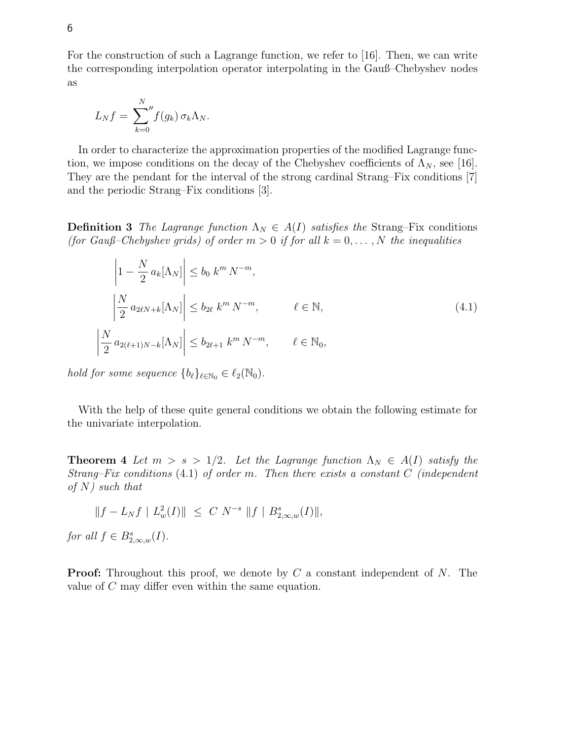For the construction of such a Lagrange function, we refer to [16]. Then, we can write the corresponding interpolation operator interpolating in the Gauß–Chebyshev nodes as

$$L_N f = {\sum_{k=0}^{N}}'' f(g_k)\, \sigma_k \Lambda_N.$$

In order to characterize the approximation properties of the modified Lagrange function, we impose conditions on the decay of the Chebyshev coefficients of $\Lambda_N$, see [16]. They are the pendant for the interval of the strong cardinal Strang–Fix conditions [7] and the periodic Strang–Fix conditions [3].

**Definition 3** *The Lagrange function $\Lambda_N \in A(I)$ satisfies the* Strang–Fix conditions *(for Gauß–Chebyshev grids) of order $m > 0$ if for all $k = 0, \ldots, N$ the inequalities*

$$\begin{aligned}
\left|1 - \frac{N}{2}\, a_k[\Lambda_N]\right| &\le b_0\; k^m\, N^{-m}, & & \\
\left|\frac{N}{2}\, a_{2\ell N+k}[\Lambda_N]\right| &\le b_{2\ell}\; k^m\, N^{-m}, & \ell &\in \mathbb{N}, \\
\left|\frac{N}{2}\, a_{2(\ell+1)N-k}[\Lambda_N]\right| &\le b_{2\ell+1}\; k^m\, N^{-m}, & \ell &\in \mathbb{N}_0,
\end{aligned} \tag{4.1}$$

*hold for some sequence $\{b_\ell\}_{\ell \in \mathbb{N}_0} \in \ell_2(\mathbb{N}_0)$.*

With the help of these quite general conditions we obtain the following estimate for the univariate interpolation.

**Theorem 4** *Let $m > s > 1/2$. Let the Lagrange function $\Lambda_N \in A(I)$ satisfy the Strang–Fix conditions* (4.1) *of order $m$. Then there exists a constant $C$ (independent of $N$) such that*

$$\|f - L_N f \mid L^2_w(I)\| \;\le\; C\; N^{-s}\; \|f \mid B^s_{2,\infty,w}(I)\|,$$

*for all $f \in B^s_{2,\infty,w}(I)$.*

**Proof:** Throughout this proof, we denote by $C$ a constant independent of $N$. The value of $C$ may differ even within the same equation.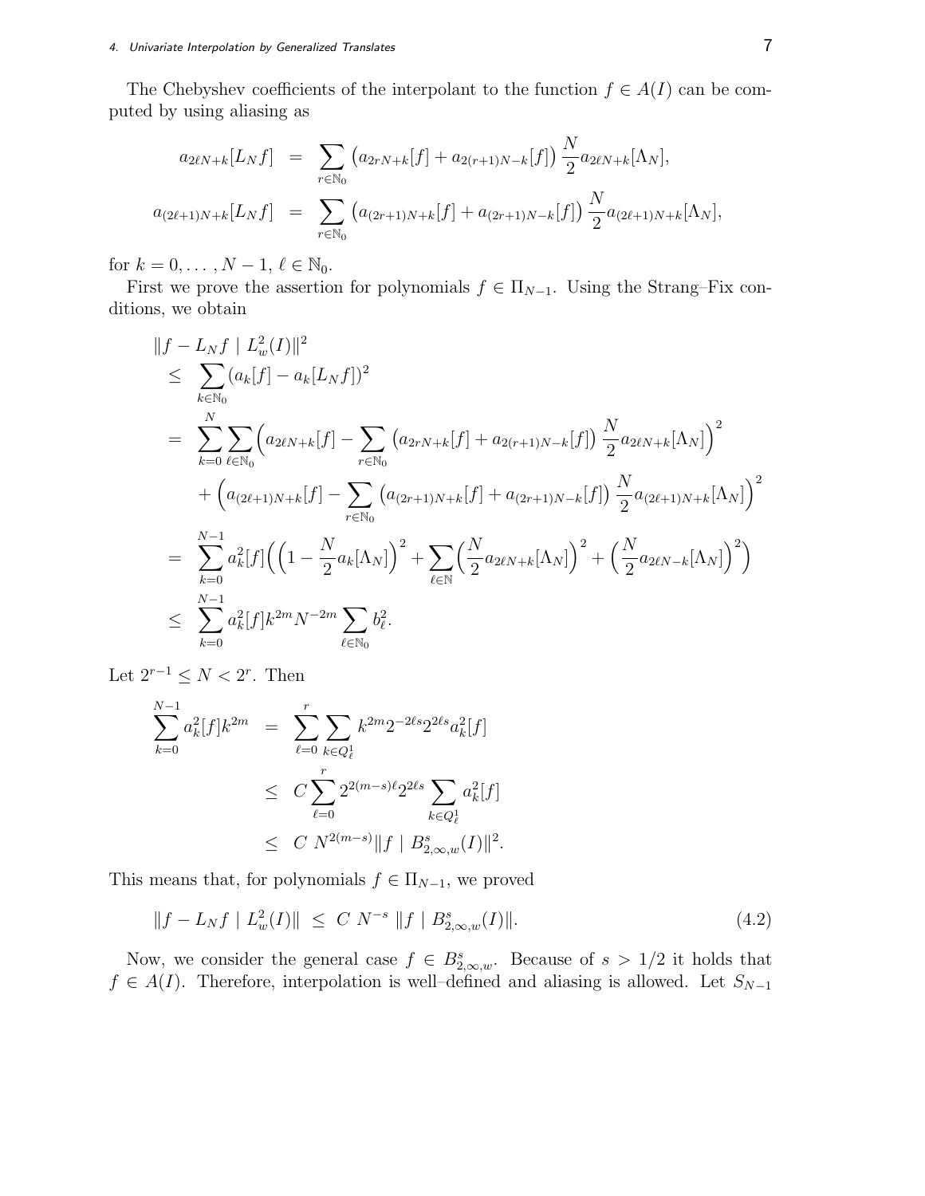The Chebyshev coefficients of the interpolant to the function $f \in A(I)$ can be computed by using aliasing as

$$
\begin{aligned}
a_{2\ell N+k}[L_N f] &= \sum_{r\in\mathbb{N}_0} \left(a_{2rN+k}[f] + a_{2(r+1)N-k}[f]\right) \frac{N}{2} a_{2\ell N+k}[\Lambda_N], \\
a_{(2\ell+1)N+k}[L_N f] &= \sum_{r\in\mathbb{N}_0} \left(a_{(2r+1)N+k}[f] + a_{(2r+1)N-k}[f]\right) \frac{N}{2} a_{(2\ell+1)N+k}[\Lambda_N],
\end{aligned}
$$

for $k = 0, \ldots, N-1$, $\ell \in \mathbb{N}_0$.

First we prove the assertion for polynomials $f \in \Pi_{N-1}$. Using the Strang–Fix conditions, we obtain

$$
\begin{aligned}
&\|f - L_N f \mid L^2_w(I)\|^2 \\
&\quad\le \sum_{k\in\mathbb{N}_0} (a_k[f] - a_k[L_N f])^2 \\
&\quad= \sum_{k=0}^{N} \sum_{\ell\in\mathbb{N}_0} \Big(a_{2\ell N+k}[f] - \sum_{r\in\mathbb{N}_0} \left(a_{2rN+k}[f] + a_{2(r+1)N-k}[f]\right) \frac{N}{2} a_{2\ell N+k}[\Lambda_N]\Big)^2 \\
&\qquad + \Big(a_{(2\ell+1)N+k}[f] - \sum_{r\in\mathbb{N}_0} \left(a_{(2r+1)N+k}[f] + a_{(2r+1)N-k}[f]\right) \frac{N}{2} a_{(2\ell+1)N+k}[\Lambda_N]\Big)^2 \\
&\quad= \sum_{k=0}^{N-1} a_k^2[f] \Big(\Big(1 - \frac{N}{2} a_k[\Lambda_N]\Big)^2 + \sum_{\ell\in\mathbb{N}} \Big(\frac{N}{2} a_{2\ell N+k}[\Lambda_N]\Big)^2 + \Big(\frac{N}{2} a_{2\ell N-k}[\Lambda_N]\Big)^2\Big) \\
&\quad\le \sum_{k=0}^{N-1} a_k^2[f] k^{2m} N^{-2m} \sum_{\ell\in\mathbb{N}_0} b_\ell^2.
\end{aligned}
$$

Let $2^{r-1} \le N < 2^r$. Then

$$
\begin{aligned}
\sum_{k=0}^{N-1} a_k^2[f] k^{2m} &= \sum_{\ell=0}^{r} \sum_{k\in Q^1_\ell} k^{2m} 2^{-2\ell s} 2^{2\ell s} a_k^2[f] \\
&\le C \sum_{\ell=0}^{r} 2^{2(m-s)\ell} 2^{2\ell s} \sum_{k\in Q^1_\ell} a_k^2[f] \\
&\le C\ N^{2(m-s)} \|f \mid B^s_{2,\infty,w}(I)\|^2.
\end{aligned}
$$

This means that, for polynomials $f \in \Pi_{N-1}$, we proved

$$
\|f - L_N f \mid L^2_w(I)\| \ \le\ C\ N^{-s}\ \|f \mid B^s_{2,\infty,w}(I)\|. \tag{4.2}
$$

Now, we consider the general case $f \in B^s_{2,\infty,w}$. Because of $s > 1/2$ it holds that $f \in A(I)$. Therefore, interpolation is well–defined and aliasing is allowed. Let $S_{N-1}$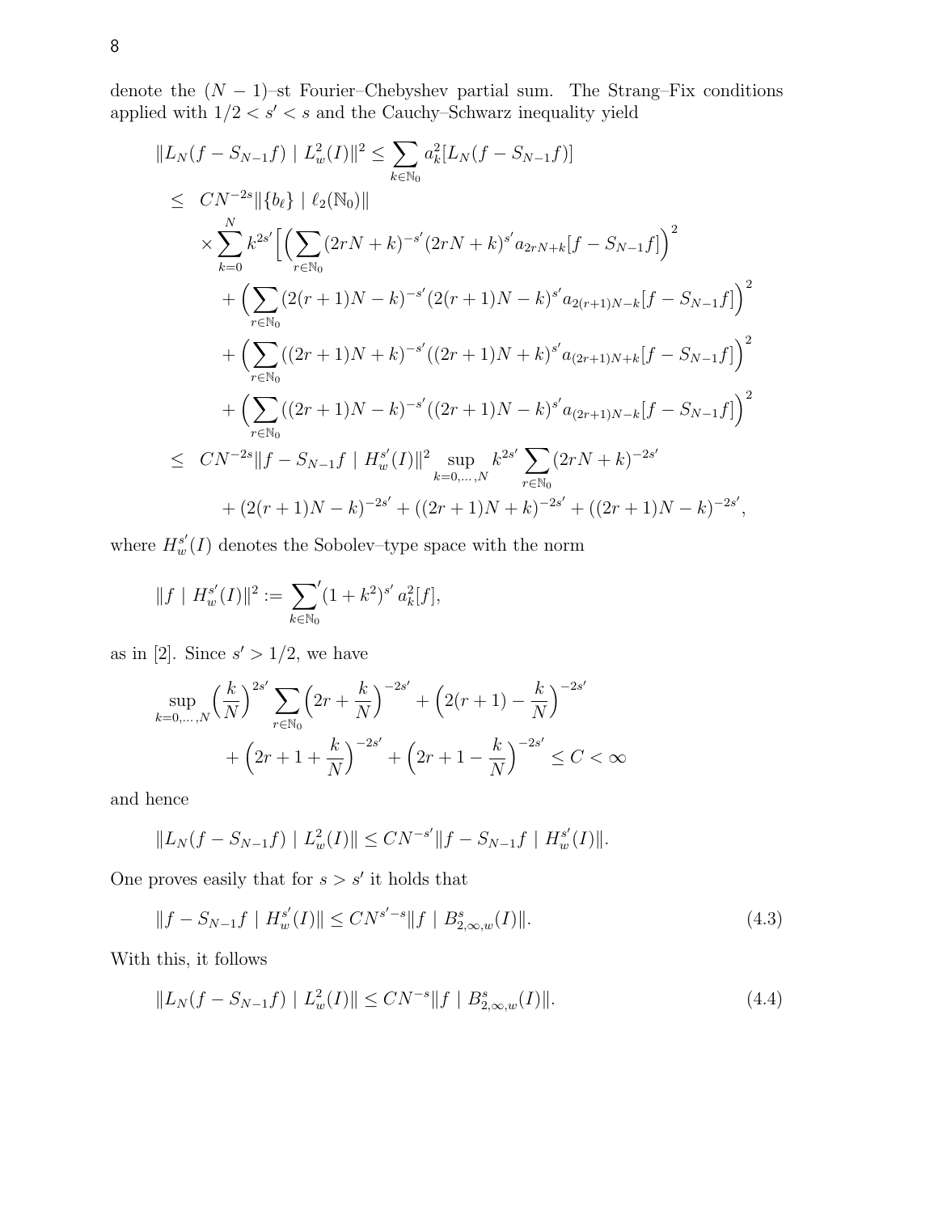denote the $(N-1)$–st Fourier–Chebyshev partial sum. The Strang–Fix conditions applied with $1/2 < s' < s$ and the Cauchy–Schwarz inequality yield

$$
\begin{aligned}
\|L_N(f - S_{N-1}f) \mid L^2_w(I)\|^2 &\le \sum_{k\in\mathbb{N}_0} a_k^2[L_N(f - S_{N-1}f)] \\
&\le \; CN^{-2s}\|\{b_\ell\} \mid \ell_2(\mathbb{N}_0)\| \\
&\quad \times \sum_{k=0}^{N} k^{2s'}\Big[\Big(\sum_{r\in\mathbb{N}_0}(2rN+k)^{-s'}(2rN+k)^{s'}a_{2rN+k}[f - S_{N-1}f]\Big)^2 \\
&\quad + \Big(\sum_{r\in\mathbb{N}_0}(2(r+1)N-k)^{-s'}(2(r+1)N-k)^{s'}a_{2(r+1)N-k}[f - S_{N-1}f]\Big)^2 \\
&\quad + \Big(\sum_{r\in\mathbb{N}_0}((2r+1)N+k)^{-s'}((2r+1)N+k)^{s'}a_{(2r+1)N+k}[f - S_{N-1}f]\Big)^2 \\
&\quad + \Big(\sum_{r\in\mathbb{N}_0}((2r+1)N-k)^{-s'}((2r+1)N-k)^{s'}a_{(2r+1)N-k}[f - S_{N-1}f]\Big)^2 \\
&\le \; CN^{-2s}\|f - S_{N-1}f \mid H^{s'}_w(I)\|^2 \sup_{k=0,\dots,N} k^{2s'} \sum_{r\in\mathbb{N}_0}(2rN+k)^{-2s'} \\
&\quad + (2(r+1)N-k)^{-2s'} + ((2r+1)N+k)^{-2s'} + ((2r+1)N-k)^{-2s'},
\end{aligned}
$$

where $H^{s'}_w(I)$ denotes the Sobolev–type space with the norm

$$
\|f \mid H^{s'}_w(I)\|^2 := {\sum_{k\in\mathbb{N}_0}}' (1+k^2)^{s'}\, a_k^2[f],
$$

as in [2]. Since $s' > 1/2$, we have

$$
\begin{aligned}
\sup_{k=0,\dots,N}\Big(\frac{k}{N}\Big)^{2s'} \sum_{r\in\mathbb{N}_0}\Big(2r+\frac{k}{N}\Big)^{-2s'} &+ \Big(2(r+1)-\frac{k}{N}\Big)^{-2s'} \\
&+ \Big(2r+1+\frac{k}{N}\Big)^{-2s'} + \Big(2r+1-\frac{k}{N}\Big)^{-2s'} \le C < \infty
\end{aligned}
$$

and hence

$$
\|L_N(f - S_{N-1}f) \mid L^2_w(I)\| \le CN^{-s'}\|f - S_{N-1}f \mid H^{s'}_w(I)\|.
$$

One proves easily that for $s > s'$ it holds that

$$
\|f - S_{N-1}f \mid H^{s'}_w(I)\| \le CN^{s'-s}\|f \mid B^s_{2,\infty,w}(I)\|. \tag{4.3}
$$

With this, it follows

$$
\|L_N(f - S_{N-1}f) \mid L^2_w(I)\| \le CN^{-s}\|f \mid B^s_{2,\infty,w}(I)\|. \tag{4.4}
$$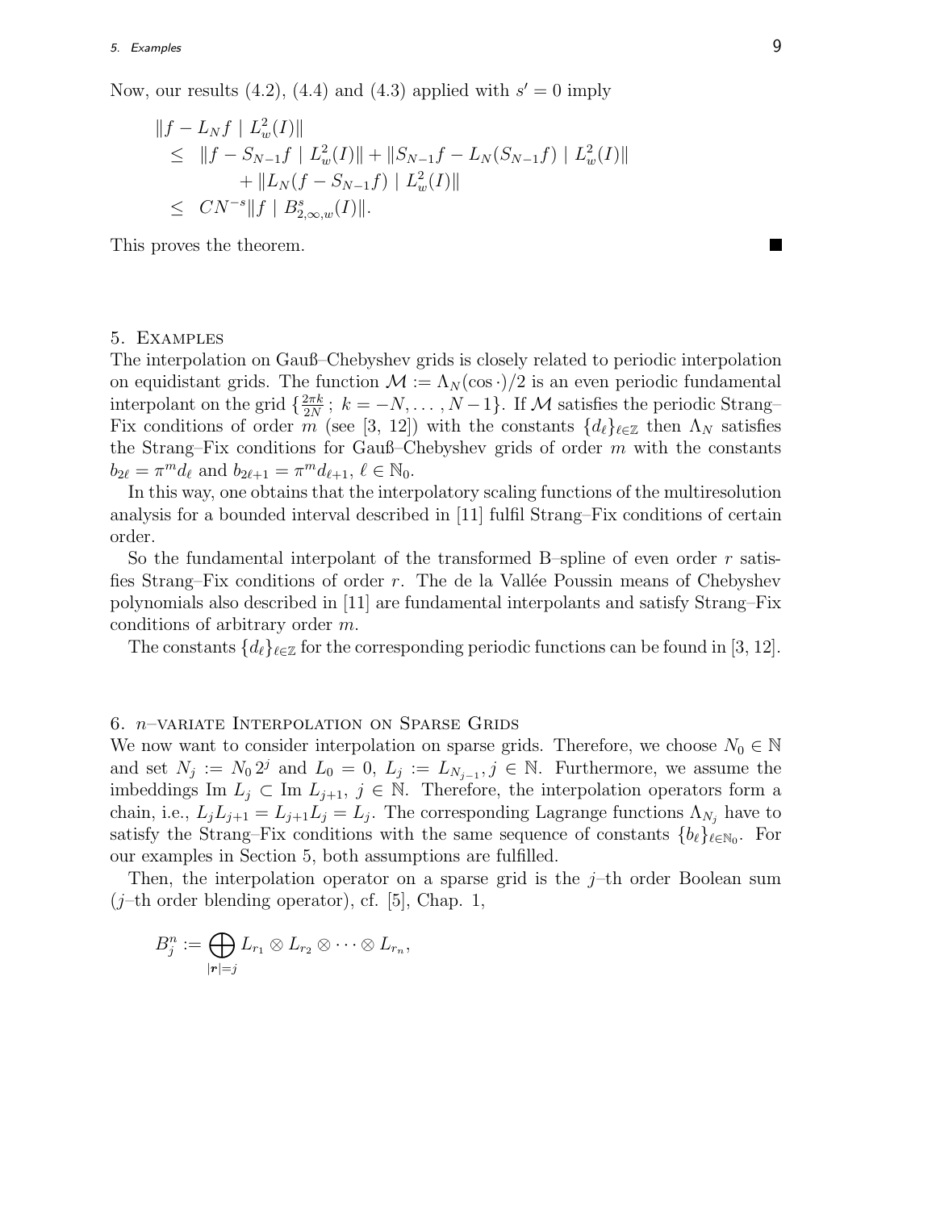Now, our results (4.2), (4.4) and (4.3) applied with $s' = 0$ imply

$$
\begin{aligned}
&\|f - L_N f \mid L^2_w(I)\| \\
&\quad \leq \ \|f - S_{N-1} f \mid L^2_w(I)\| + \|S_{N-1} f - L_N(S_{N-1} f) \mid L^2_w(I)\| \\
&\qquad + \|L_N(f - S_{N-1} f) \mid L^2_w(I)\| \\
&\quad \leq \ C N^{-s} \|f \mid B^s_{2,\infty,w}(I)\|.
\end{aligned}
$$

This proves the theorem. ■

## 5. Examples

The interpolation on Gauß–Chebyshev grids is closely related to periodic interpolation on equidistant grids. The function $\mathcal{M} := \Lambda_N(\cos \cdot)/2$ is an even periodic fundamental interpolant on the grid $\{\frac{2\pi k}{2N}\,;\ k = -N, \ldots, N-1\}$. If $\mathcal{M}$ satisfies the periodic Strang–Fix conditions of order $m$ (see [3, 12]) with the constants $\{d_\ell\}_{\ell \in \mathbb{Z}}$ then $\Lambda_N$ satisfies the Strang–Fix conditions for Gauß–Chebyshev grids of order $m$ with the constants $b_{2\ell} = \pi^m d_\ell$ and $b_{2\ell+1} = \pi^m d_{\ell+1}$, $\ell \in \mathbb{N}_0$.

In this way, one obtains that the interpolatory scaling functions of the multiresolution analysis for a bounded interval described in [11] fulfil Strang–Fix conditions of certain order.

So the fundamental interpolant of the transformed B–spline of even order $r$ satisfies Strang–Fix conditions of order $r$. The de la Vallée Poussin means of Chebyshev polynomials also described in [11] are fundamental interpolants and satisfy Strang–Fix conditions of arbitrary order $m$.

The constants $\{d_\ell\}_{\ell \in \mathbb{Z}}$ for the corresponding periodic functions can be found in [3, 12].

## 6. $n$–variate Interpolation on Sparse Grids

We now want to consider interpolation on sparse grids. Therefore, we choose $N_0 \in \mathbb{N}$ and set $N_j := N_0 2^j$ and $L_0 = 0$, $L_j := L_{N_{j-1}}, j \in \mathbb{N}$. Furthermore, we assume the imbeddings $\operatorname{Im} L_j \subset \operatorname{Im} L_{j+1}$, $j \in \mathbb{N}$. Therefore, the interpolation operators form a chain, i.e., $L_j L_{j+1} = L_{j+1} L_j = L_j$. The corresponding Lagrange functions $\Lambda_{N_j}$ have to satisfy the Strang–Fix conditions with the same sequence of constants $\{b_\ell\}_{\ell \in \mathbb{N}_0}$. For our examples in Section 5, both assumptions are fulfilled.

Then, the interpolation operator on a sparse grid is the $j$–th order Boolean sum ($j$–th order blending operator), cf. [5], Chap. 1,

$$
B^n_j := \bigoplus_{|\boldsymbol{r}|=j} L_{r_1} \otimes L_{r_2} \otimes \cdots \otimes L_{r_n},
$$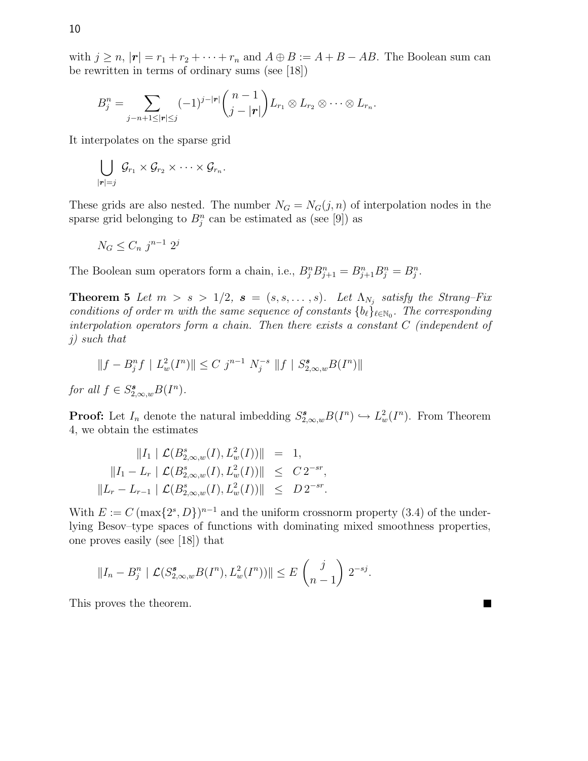with $j \geq n$, $|\boldsymbol{r}| = r_1 + r_2 + \cdots + r_n$ and $A \oplus B := A + B - AB$. The Boolean sum can be rewritten in terms of ordinary sums (see [18])

$$B_j^n = \sum_{j-n+1 \leq |\boldsymbol{r}| \leq j} (-1)^{j-|\boldsymbol{r}|} \binom{n-1}{j-|\boldsymbol{r}|} L_{r_1} \otimes L_{r_2} \otimes \cdots \otimes L_{r_n}.$$

It interpolates on the sparse grid

$$\bigcup_{|\boldsymbol{r}|=j} \mathcal{G}_{r_1} \times \mathcal{G}_{r_2} \times \cdots \times \mathcal{G}_{r_n}.$$

These grids are also nested. The number $N_G = N_G(j,n)$ of interpolation nodes in the sparse grid belonging to $B_j^n$ can be estimated as (see [9]) as

$$N_G \leq C_n \, j^{n-1} \, 2^j$$

The Boolean sum operators form a chain, i.e., $B_j^n B_{j+1}^n = B_{j+1}^n B_j^n = B_j^n$.

**Theorem 5** *Let $m > s > 1/2$, $\boldsymbol{s} = (s, s, \ldots, s)$. Let $\Lambda_{N_j}$ satisfy the Strang–Fix conditions of order $m$ with the same sequence of constants $\{b_\ell\}_{\ell \in \mathbb{N}_0}$. The corresponding interpolation operators form a chain. Then there exists a constant $C$ (independent of $j$) such that*

$$\|f - B_j^n f \mid L_w^2(I^n)\| \leq C \; j^{n-1} \; N_j^{-s} \; \|f \mid S_{2,\infty,w}^{\boldsymbol{s}} B(I^n)\|$$

*for all $f \in S_{2,\infty,w}^{\boldsymbol{s}} B(I^n)$.*

**Proof:** Let $I_n$ denote the natural imbedding $S_{2,\infty,w}^{\boldsymbol{s}} B(I^n) \hookrightarrow L_w^2(I^n)$. From Theorem 4, we obtain the estimates

$$\begin{aligned}
\|I_1 \mid \mathcal{L}(B_{2,\infty,w}^s(I), L_w^2(I))\| &= 1, \\
\|I_1 - L_r \mid \mathcal{L}(B_{2,\infty,w}^s(I), L_w^2(I))\| &\leq C \, 2^{-sr}, \\
\|L_r - L_{r-1} \mid \mathcal{L}(B_{2,\infty,w}^s(I), L_w^2(I))\| &\leq D \, 2^{-sr}.
\end{aligned}$$

With $E := C \, (\max\{2^s, D\})^{n-1}$ and the uniform crossnorm property (3.4) of the underlying Besov–type spaces of functions with dominating mixed smoothness properties, one proves easily (see [18]) that

$$\|I_n - B_j^n \mid \mathcal{L}(S_{2,\infty,w}^{\boldsymbol{s}} B(I^n), L_w^2(I^n))\| \leq E \binom{j}{n-1} 2^{-sj}.$$

This proves the theorem. ∎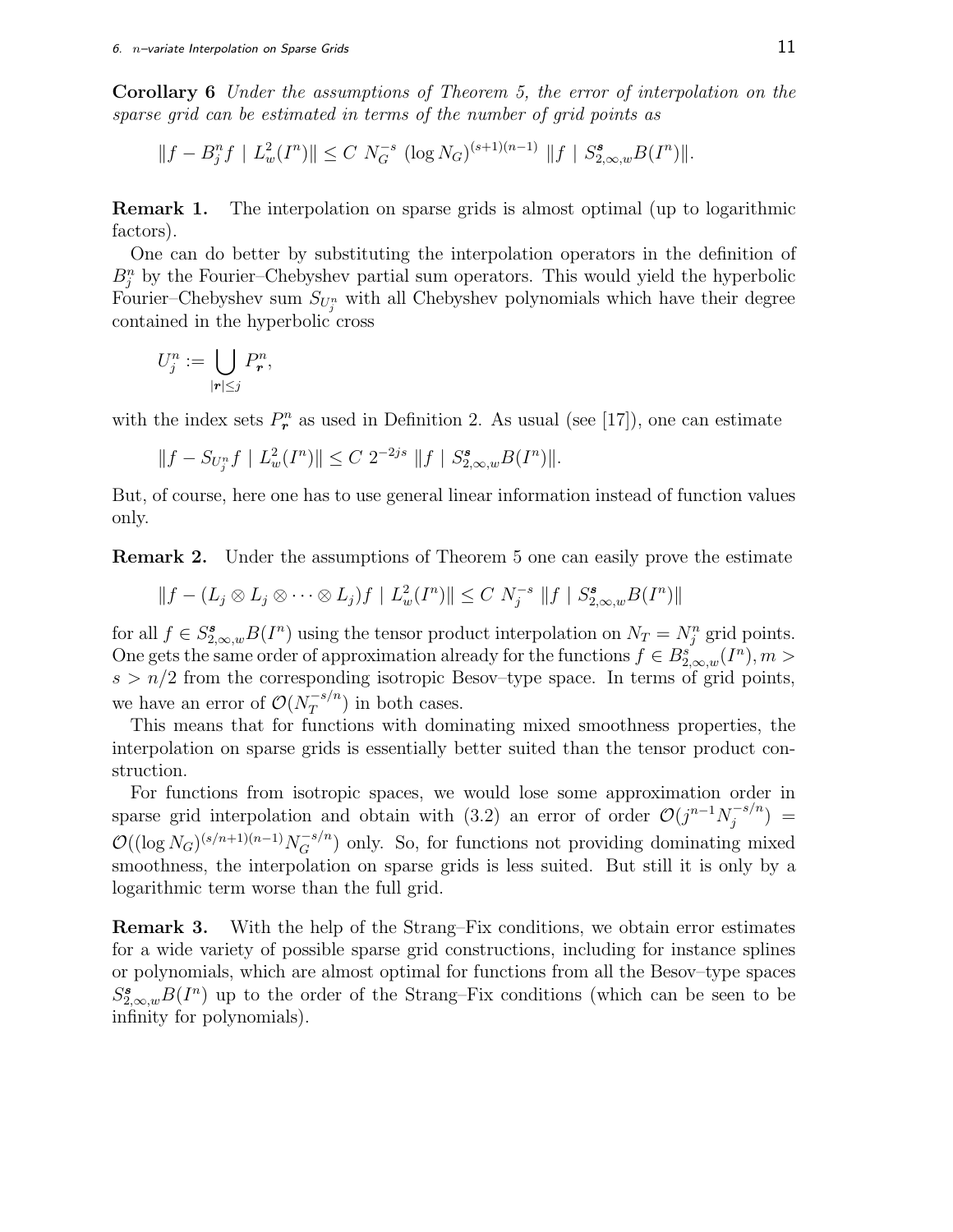**Corollary 6** *Under the assumptions of Theorem 5, the error of interpolation on the sparse grid can be estimated in terms of the number of grid points as*

$$\|f - B_j^n f \mid L_w^2(I^n)\| \leq C\ N_G^{-s}\ (\log N_G)^{(s+1)(n-1)}\ \|f \mid S_{2,\infty,w}^{\boldsymbol{s}} B(I^n)\|.$$

**Remark 1.** The interpolation on sparse grids is almost optimal (up to logarithmic factors).

One can do better by substituting the interpolation operators in the definition of $B_j^n$ by the Fourier–Chebyshev partial sum operators. This would yield the hyperbolic Fourier–Chebyshev sum $S_{U_j^n}$ with all Chebyshev polynomials which have their degree contained in the hyperbolic cross

$$U_j^n := \bigcup_{|\boldsymbol{r}| \leq j} P_{\boldsymbol{r}}^n,$$

with the index sets $P_{\boldsymbol{r}}^n$ as used in Definition 2. As usual (see [17]), one can estimate

$$\|f - S_{U_j^n} f \mid L_w^2(I^n)\| \leq C\ 2^{-2js}\ \|f \mid S_{2,\infty,w}^{\boldsymbol{s}} B(I^n)\|.$$

But, of course, here one has to use general linear information instead of function values only.

**Remark 2.** Under the assumptions of Theorem 5 one can easily prove the estimate

$$\|f - (L_j \otimes L_j \otimes \cdots \otimes L_j) f \mid L_w^2(I^n)\| \leq C\ N_j^{-s}\ \|f \mid S_{2,\infty,w}^{\boldsymbol{s}} B(I^n)\|$$

for all $f \in S_{2,\infty,w}^{\boldsymbol{s}} B(I^n)$ using the tensor product interpolation on $N_T = N_j^n$ grid points. One gets the same order of approximation already for the functions $f \in B_{2,\infty,w}^{s}(I^n), m > s > n/2$ from the corresponding isotropic Besov–type space. In terms of grid points, we have an error of $\mathcal{O}(N_T^{-s/n})$ in both cases.

This means that for functions with dominating mixed smoothness properties, the interpolation on sparse grids is essentially better suited than the tensor product construction.

For functions from isotropic spaces, we would lose some approximation order in sparse grid interpolation and obtain with (3.2) an error of order $\mathcal{O}(j^{n-1} N_j^{-s/n}) = \mathcal{O}((\log N_G)^{(s/n+1)(n-1)} N_G^{-s/n})$ only. So, for functions not providing dominating mixed smoothness, the interpolation on sparse grids is less suited. But still it is only by a logarithmic term worse than the full grid.

**Remark 3.** With the help of the Strang–Fix conditions, we obtain error estimates for a wide variety of possible sparse grid constructions, including for instance splines or polynomials, which are almost optimal for functions from all the Besov–type spaces $S_{2,\infty,w}^{\boldsymbol{s}} B(I^n)$ up to the order of the Strang–Fix conditions (which can be seen to be infinity for polynomials).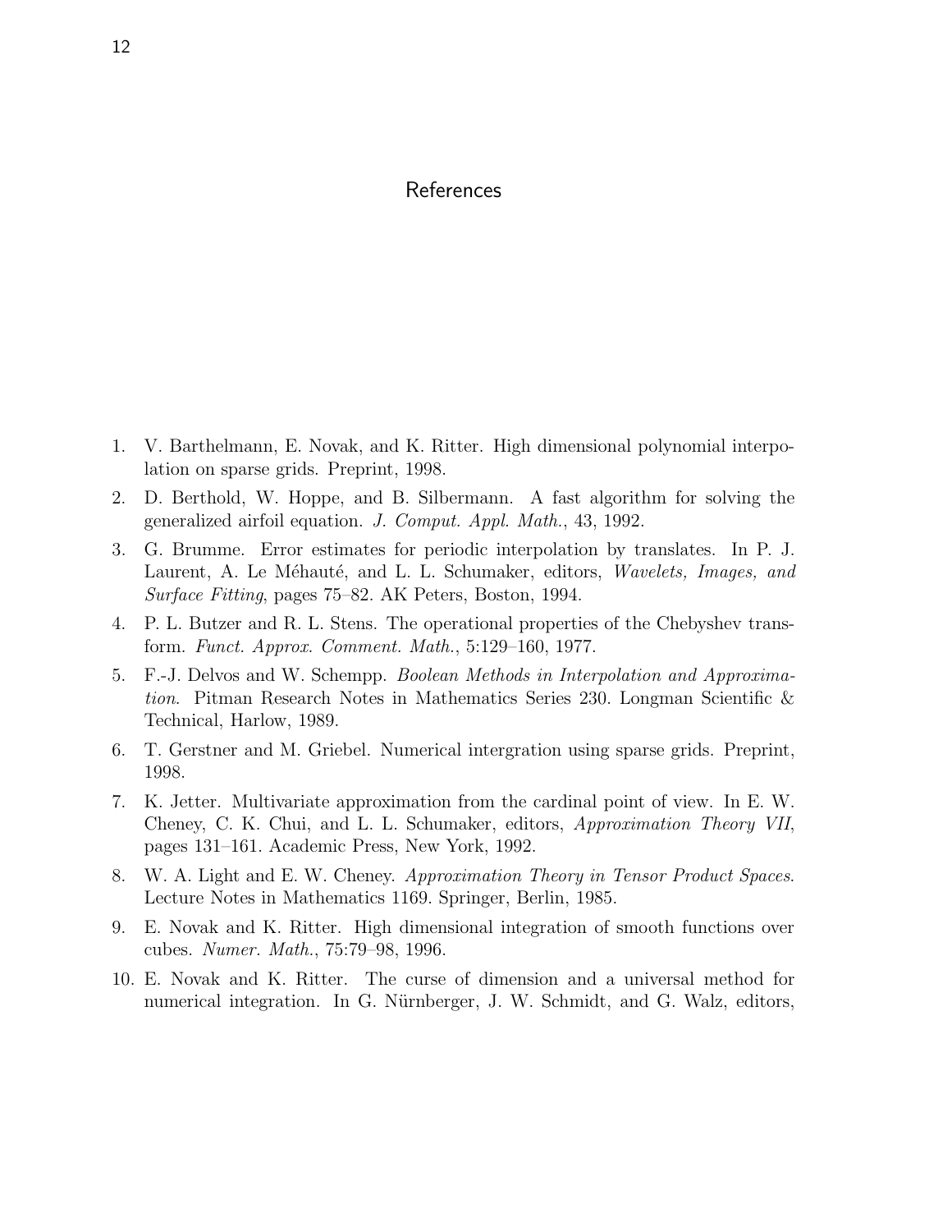# References

1. V. Barthelmann, E. Novak, and K. Ritter. High dimensional polynomial interpolation on sparse grids. Preprint, 1998.
2. D. Berthold, W. Hoppe, and B. Silbermann. A fast algorithm for solving the generalized airfoil equation. *J. Comput. Appl. Math.*, 43, 1992.
3. G. Brumme. Error estimates for periodic interpolation by translates. In P. J. Laurent, A. Le Méhauté, and L. L. Schumaker, editors, *Wavelets, Images, and Surface Fitting*, pages 75–82. AK Peters, Boston, 1994.
4. P. L. Butzer and R. L. Stens. The operational properties of the Chebyshev transform. *Funct. Approx. Comment. Math.*, 5:129–160, 1977.
5. F.-J. Delvos and W. Schempp. *Boolean Methods in Interpolation and Approximation*. Pitman Research Notes in Mathematics Series 230. Longman Scientific & Technical, Harlow, 1989.
6. T. Gerstner and M. Griebel. Numerical intergration using sparse grids. Preprint, 1998.
7. K. Jetter. Multivariate approximation from the cardinal point of view. In E. W. Cheney, C. K. Chui, and L. L. Schumaker, editors, *Approximation Theory VII*, pages 131–161. Academic Press, New York, 1992.
8. W. A. Light and E. W. Cheney. *Approximation Theory in Tensor Product Spaces*. Lecture Notes in Mathematics 1169. Springer, Berlin, 1985.
9. E. Novak and K. Ritter. High dimensional integration of smooth functions over cubes. *Numer. Math.*, 75:79–98, 1996.
10. E. Novak and K. Ritter. The curse of dimension and a universal method for numerical integration. In G. Nürnberger, J. W. Schmidt, and G. Walz, editors,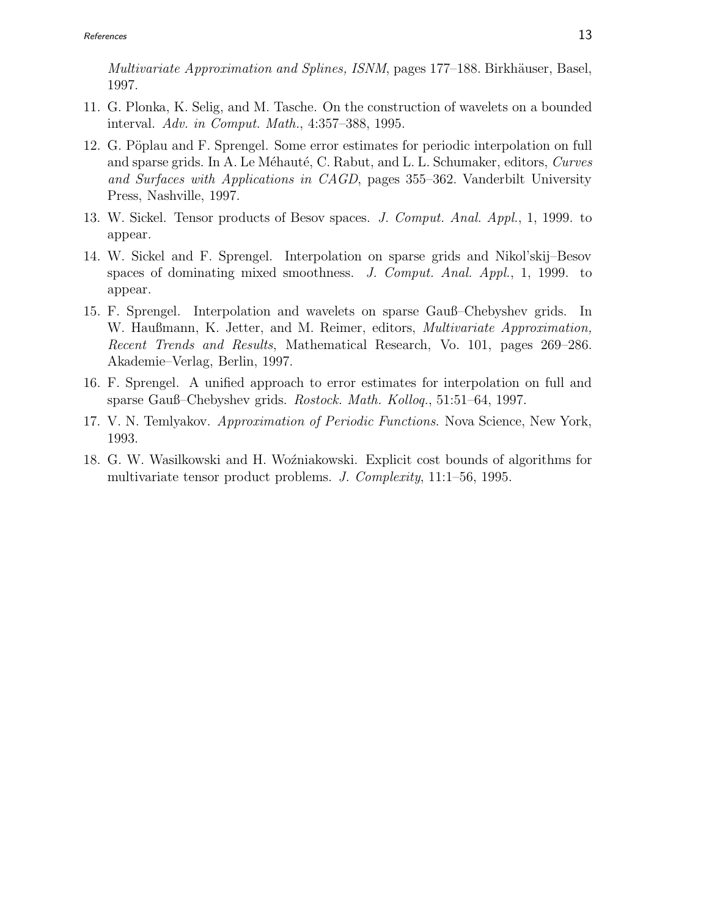*Multivariate Approximation and Splines, ISNM*, pages 177–188. Birkhäuser, Basel, 1997.

11. G. Plonka, K. Selig, and M. Tasche. On the construction of wavelets on a bounded interval. *Adv. in Comput. Math.*, 4:357–388, 1995.
12. G. Pöplau and F. Sprengel. Some error estimates for periodic interpolation on full and sparse grids. In A. Le Méhauté, C. Rabut, and L. L. Schumaker, editors, *Curves and Surfaces with Applications in CAGD*, pages 355–362. Vanderbilt University Press, Nashville, 1997.
13. W. Sickel. Tensor products of Besov spaces. *J. Comput. Anal. Appl.*, 1, 1999. to appear.
14. W. Sickel and F. Sprengel. Interpolation on sparse grids and Nikol'skij–Besov spaces of dominating mixed smoothness. *J. Comput. Anal. Appl.*, 1, 1999. to appear.
15. F. Sprengel. Interpolation and wavelets on sparse Gauß–Chebyshev grids. In W. Haußmann, K. Jetter, and M. Reimer, editors, *Multivariate Approximation, Recent Trends and Results*, Mathematical Research, Vo. 101, pages 269–286. Akademie–Verlag, Berlin, 1997.
16. F. Sprengel. A unified approach to error estimates for interpolation on full and sparse Gauß–Chebyshev grids. *Rostock. Math. Kolloq.*, 51:51–64, 1997.
17. V. N. Temlyakov. *Approximation of Periodic Functions.* Nova Science, New York, 1993.
18. G. W. Wasilkowski and H. Woźniakowski. Explicit cost bounds of algorithms for multivariate tensor product problems. *J. Complexity*, 11:1–56, 1995.